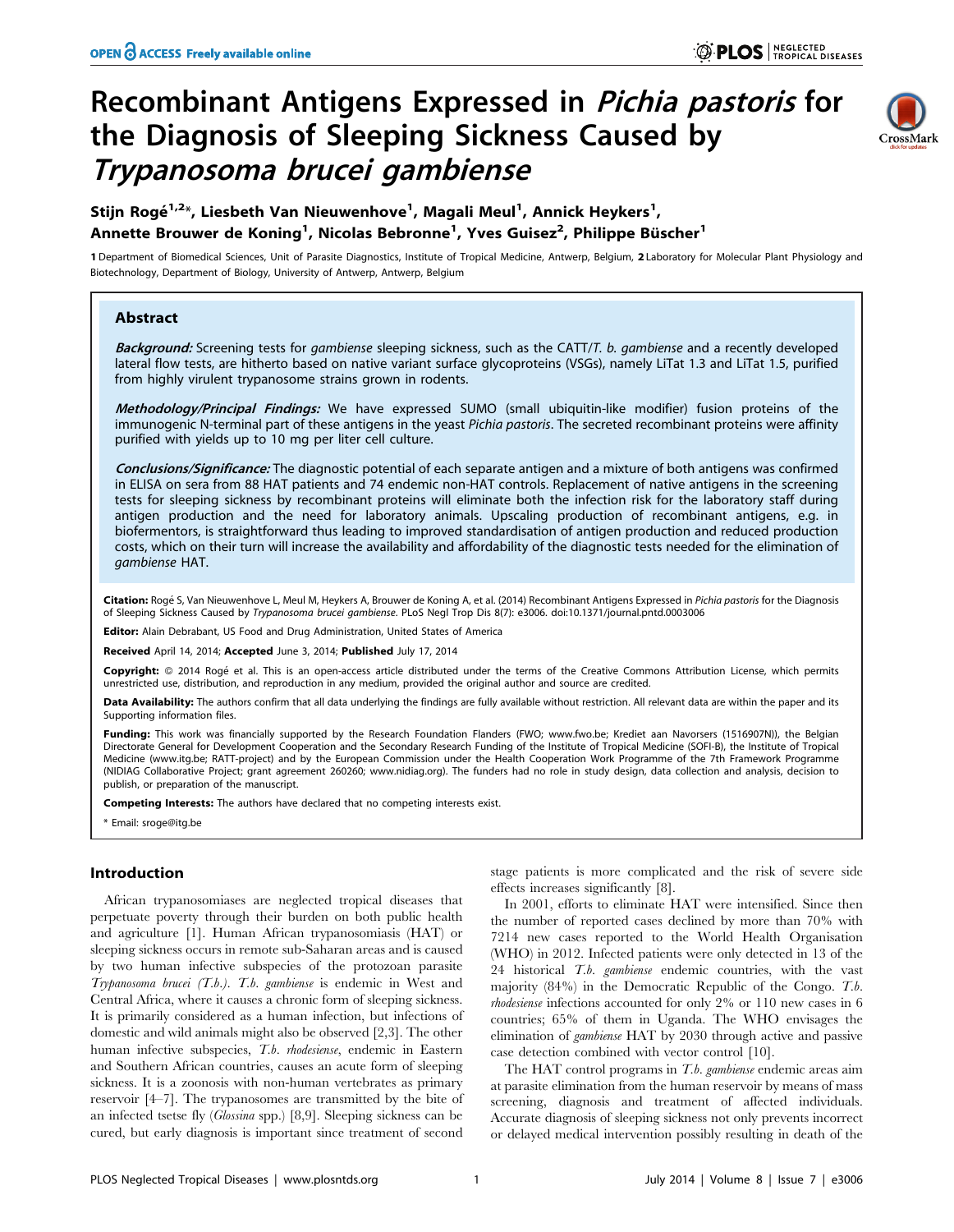# Recombinant Antigens Expressed in *Pichia pastoris* for the Diagnosis of Sleeping Sickness Caused by *Trypanosoma brucei gambiense*

**Stijn Rogé[1,2]*, Liesbeth Van Nieuwenhove[1], Magali Meul[1], Annick Heykers[1], Annette Brouwer de Koning[1], Nicolas Bebronne[1], Yves Guisez[2], Philippe Büscher[1]**

1 Department of Biomedical Sciences, Unit of Parasite Diagnostics, Institute of Tropical Medicine, Antwerp, Belgium, 2 Laboratory for Molecular Plant Physiology and Biotechnology, Department of Biology, University of Antwerp, Antwerp, Belgium

## Abstract

***Background:*** Screening tests for *gambiense* sleeping sickness, such as the CATT/*T. b. gambiense* and a recently developed lateral flow tests, are hitherto based on native variant surface glycoproteins (VSGs), namely LiTat 1.3 and LiTat 1.5, purified from highly virulent trypanosome strains grown in rodents.

***Methodology/Principal Findings:*** We have expressed SUMO (small ubiquitin-like modifier) fusion proteins of the immunogenic N-terminal part of these antigens in the yeast *Pichia pastoris*. The secreted recombinant proteins were affinity purified with yields up to 10 mg per liter cell culture.

***Conclusions/Significance:*** The diagnostic potential of each separate antigen and a mixture of both antigens was confirmed in ELISA on sera from 88 HAT patients and 74 endemic non-HAT controls. Replacement of native antigens in the screening tests for sleeping sickness by recombinant proteins will eliminate both the infection risk for the laboratory staff during antigen production and the need for laboratory animals. Upscaling production of recombinant antigens, e.g. in biofermentors, is straightforward thus leading to improved standardisation of antigen production and reduced production costs, which on their turn will increase the availability and affordability of the diagnostic tests needed for the elimination of *gambiense* HAT.

**Citation:** Rogé S, Van Nieuwenhove L, Meul M, Heykers A, Brouwer de Koning A, et al. (2014) Recombinant Antigens Expressed in *Pichia pastoris* for the Diagnosis of Sleeping Sickness Caused by *Trypanosoma brucei gambiense*. PLoS Negl Trop Dis 8(7): e3006. doi:10.1371/journal.pntd.0003006

**Editor:** Alain Debrabant, US Food and Drug Administration, United States of America

**Received** April 14, 2014; **Accepted** June 3, 2014; **Published** July 17, 2014

**Copyright:** © 2014 Rogé et al. This is an open-access article distributed under the terms of the Creative Commons Attribution License, which permits unrestricted use, distribution, and reproduction in any medium, provided the original author and source are credited.

**Data Availability:** The authors confirm that all data underlying the findings are fully available without restriction. All relevant data are within the paper and its Supporting information files.

**Funding:** This work was financially supported by the Research Foundation Flanders (FWO; www.fwo.be; Krediet aan Navorsers (1516907N)), the Belgian Directorate General for Development Cooperation and the Secondary Research Funding of the Institute of Tropical Medicine (SOFI-B), the Institute of Tropical Medicine (www.itg.be; RATT-project) and by the European Commission under the Health Cooperation Work Programme of the 7th Framework Programme (NIDIAG Collaborative Project; grant agreement 260260; www.nidiag.org). The funders had no role in study design, data collection and analysis, decision to publish, or preparation of the manuscript.

**Competing Interests:** The authors have declared that no competing interests exist.

* Email: sroge@itg.be

## Introduction

African trypanosomiases are neglected tropical diseases that perpetuate poverty through their burden on both public health and agriculture [1]. Human African trypanosomiasis (HAT) or sleeping sickness occurs in remote sub-Saharan areas and is caused by two human infective subspecies of the protozoan parasite *Trypanosoma brucei (T.b.)*. *T.b. gambiense* is endemic in West and Central Africa, where it causes a chronic form of sleeping sickness. It is primarily considered as a human infection, but infections of domestic and wild animals might also be observed [2,3]. The other human infective subspecies, *T.b. rhodesiense*, endemic in Eastern and Southern African countries, causes an acute form of sleeping sickness. It is a zoonosis with non-human vertebrates as primary reservoir [4–7]. The trypanosomes are transmitted by the bite of an infected tsetse fly (*Glossina* spp.) [8,9]. Sleeping sickness can be cured, but early diagnosis is important since treatment of second stage patients is more complicated and the risk of severe side effects increases significantly [8].

In 2001, efforts to eliminate HAT were intensified. Since then the number of reported cases declined by more than 70% with 7214 new cases reported to the World Health Organisation (WHO) in 2012. Infected patients were only detected in 13 of the 24 historical *T.b. gambiense* endemic countries, with the vast majority (84%) in the Democratic Republic of the Congo. *T.b. rhodesiense* infections accounted for only 2% or 110 new cases in 6 countries; 65% of them in Uganda. The WHO envisages the elimination of *gambiense* HAT by 2030 through active and passive case detection combined with vector control [10].

The HAT control programs in *T.b. gambiense* endemic areas aim at parasite elimination from the human reservoir by means of mass screening, diagnosis and treatment of affected individuals. Accurate diagnosis of sleeping sickness not only prevents incorrect or delayed medical intervention possibly resulting in death of the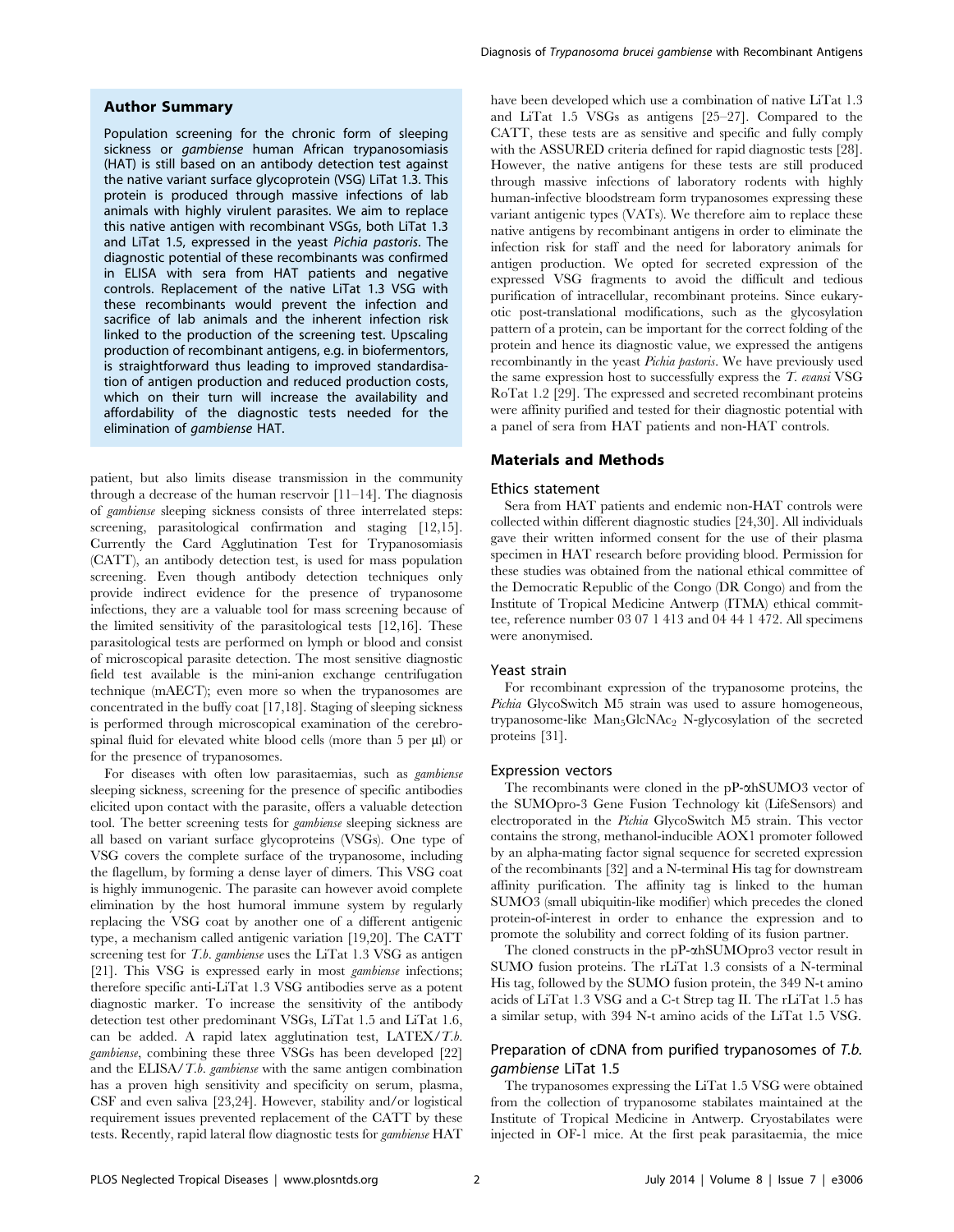## Author Summary

Population screening for the chronic form of sleeping sickness or *gambiense* human African trypanosomiasis (HAT) is still based on an antibody detection test against the native variant surface glycoprotein (VSG) LiTat 1.3. This protein is produced through massive infections of lab animals with highly virulent parasites. We aim to replace this native antigen with recombinant VSGs, both LiTat 1.3 and LiTat 1.5, expressed in the yeast *Pichia pastoris*. The diagnostic potential of these recombinants was confirmed in ELISA with sera from HAT patients and negative controls. Replacement of the native LiTat 1.3 VSG with these recombinants would prevent the infection and sacrifice of lab animals and the inherent infection risk linked to the production of the screening test. Upscaling production of recombinant antigens, e.g. in biofermentors, is straightforward thus leading to improved standardisation of antigen production and reduced production costs, which on their turn will increase the availability and affordability of the diagnostic tests needed for the elimination of *gambiense* HAT.

patient, but also limits disease transmission in the community through a decrease of the human reservoir [11–14]. The diagnosis of *gambiense* sleeping sickness consists of three interrelated steps: screening, parasitological confirmation and staging [12,15]. Currently the Card Agglutination Test for Trypanosomiasis (CATT), an antibody detection test, is used for mass population screening. Even though antibody detection techniques only provide indirect evidence for the presence of trypanosome infections, they are a valuable tool for mass screening because of the limited sensitivity of the parasitological tests [12,16]. These parasitological tests are performed on lymph or blood and consist of microscopical parasite detection. The most sensitive diagnostic field test available is the mini-anion exchange centrifugation technique (mAECT); even more so when the trypanosomes are concentrated in the buffy coat [17,18]. Staging of sleeping sickness is performed through microscopical examination of the cerebrospinal fluid for elevated white blood cells (more than 5 per µl) or for the presence of trypanosomes.

For diseases with often low parasitaemias, such as *gambiense* sleeping sickness, screening for the presence of specific antibodies elicited upon contact with the parasite, offers a valuable detection tool. The better screening tests for *gambiense* sleeping sickness are all based on variant surface glycoproteins (VSGs). One type of VSG covers the complete surface of the trypanosome, including the flagellum, by forming a dense layer of dimers. This VSG coat is highly immunogenic. The parasite can however avoid complete elimination by the host humoral immune system by regularly replacing the VSG coat by another one of a different antigenic type, a mechanism called antigenic variation [19,20]. The CATT screening test for *T.b. gambiense* uses the LiTat 1.3 VSG as antigen [21]. This VSG is expressed early in most *gambiense* infections; therefore specific anti-LiTat 1.3 VSG antibodies serve as a potent diagnostic marker. To increase the sensitivity of the antibody detection test other predominant VSGs, LiTat 1.5 and LiTat 1.6, can be added. A rapid latex agglutination test, LATEX/*T.b. gambiense*, combining these three VSGs has been developed [22] and the ELISA/*T.b. gambiense* with the same antigen combination has a proven high sensitivity and specificity on serum, plasma, CSF and even saliva [23,24]. However, stability and/or logistical requirement issues prevented replacement of the CATT by these tests. Recently, rapid lateral flow diagnostic tests for *gambiense* HAT have been developed which use a combination of native LiTat 1.3 and LiTat 1.5 VSGs as antigens [25–27]. Compared to the CATT, these tests are as sensitive and specific and fully comply with the ASSURED criteria defined for rapid diagnostic tests [28]. However, the native antigens for these tests are still produced through massive infections of laboratory rodents with highly human-infective bloodstream form trypanosomes expressing these variant antigenic types (VATs). We therefore aim to replace these native antigens by recombinant antigens in order to eliminate the infection risk for staff and the need for laboratory animals for antigen production. We opted for secreted expression of the expressed VSG fragments to avoid the difficult and tedious purification of intracellular, recombinant proteins. Since eukaryotic post-translational modifications, such as the glycosylation pattern of a protein, can be important for the correct folding of the protein and hence its diagnostic value, we expressed the antigens recombinantly in the yeast *Pichia pastoris*. We have previously used the same expression host to successfully express the *T. evansi* VSG RoTat 1.2 [29]. The expressed and secreted recombinant proteins were affinity purified and tested for their diagnostic potential with a panel of sera from HAT patients and non-HAT controls.

## Materials and Methods

### Ethics statement

Sera from HAT patients and endemic non-HAT controls were collected within different diagnostic studies [24,30]. All individuals gave their written informed consent for the use of their plasma specimen in HAT research before providing blood. Permission for these studies was obtained from the national ethical committee of the Democratic Republic of the Congo (DR Congo) and from the Institute of Tropical Medicine Antwerp (ITMA) ethical committee, reference number 03 07 1 413 and 04 44 1 472. All specimens were anonymised.

### Yeast strain

For recombinant expression of the trypanosome proteins, the *Pichia* GlycoSwitch M5 strain was used to assure homogeneous, trypanosome-like $Man_5GlcNAc_2$ N-glycosylation of the secreted proteins [31].

### Expression vectors

The recombinants were cloned in the pP-αhSUMO3 vector of the SUMOpro-3 Gene Fusion Technology kit (LifeSensors) and electroporated in the *Pichia* GlycoSwitch M5 strain. This vector contains the strong, methanol-inducible AOX1 promoter followed by an alpha-mating factor signal sequence for secreted expression of the recombinants [32] and a N-terminal His tag for downstream affinity purification. The affinity tag is linked to the human SUMO3 (small ubiquitin-like modifier) which precedes the cloned protein-of-interest in order to enhance the expression and to promote the solubility and correct folding of its fusion partner.

The cloned constructs in the pP-αhSUMOpro3 vector result in SUMO fusion proteins. The rLiTat 1.3 consists of a N-terminal His tag, followed by the SUMO fusion protein, the 349 N-t amino acids of LiTat 1.3 VSG and a C-t Strep tag II. The rLiTat 1.5 has a similar setup, with 394 N-t amino acids of the LiTat 1.5 VSG.

### Preparation of cDNA from purified trypanosomes of *T.b. gambiense* LiTat 1.5

The trypanosomes expressing the LiTat 1.5 VSG were obtained from the collection of trypanosome stabilates maintained at the Institute of Tropical Medicine in Antwerp. Cryostabilates were injected in OF-1 mice. At the first peak parasitaemia, the mice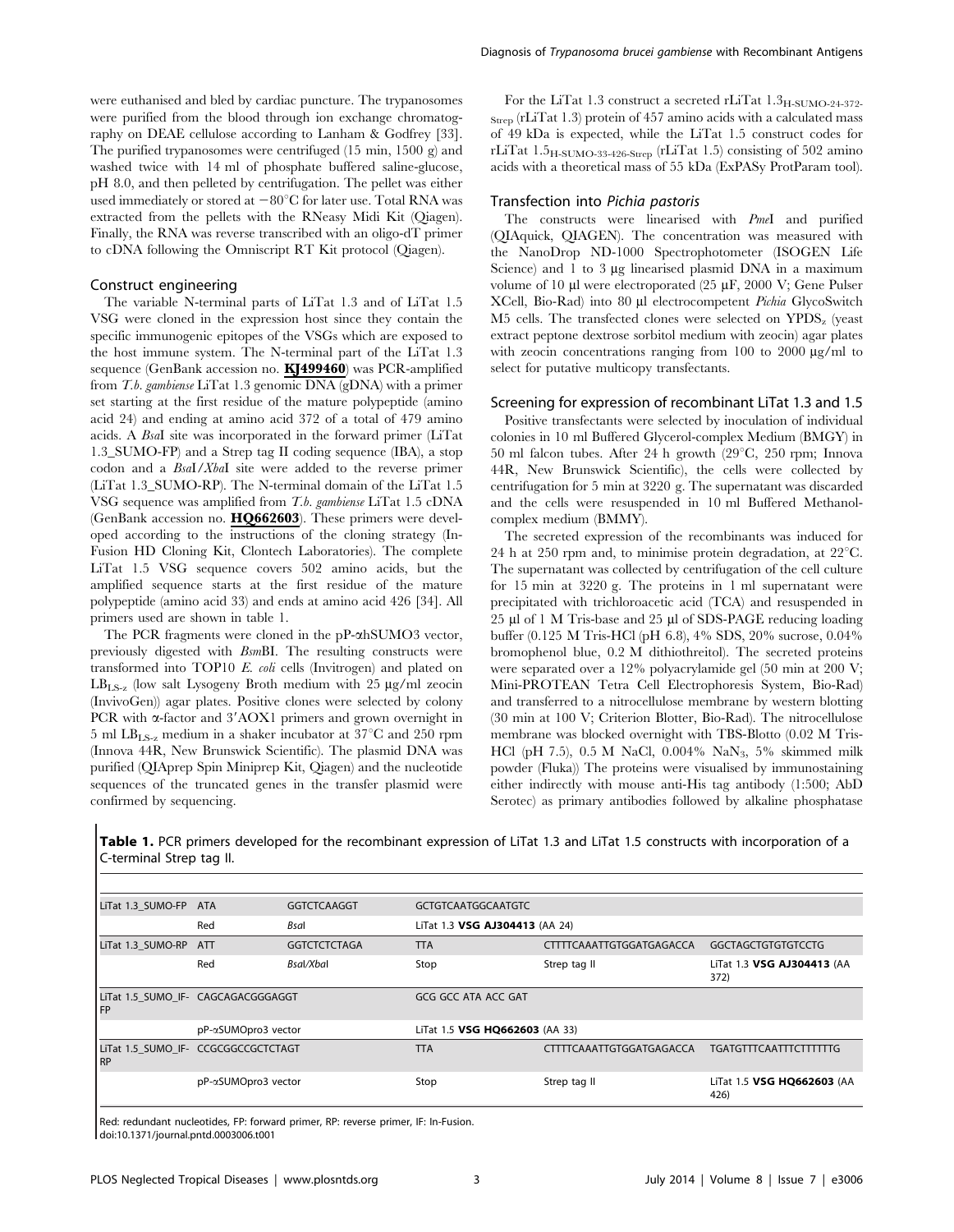were euthanised and bled by cardiac puncture. The trypanosomes were purified from the blood through ion exchange chromatography on DEAE cellulose according to Lanham & Godfrey [33]. The purified trypanosomes were centrifuged (15 min, 1500 g) and washed twice with 14 ml of phosphate buffered saline-glucose, pH 8.0, and then pelleted by centrifugation. The pellet was either used immediately or stored at −80°C for later use. Total RNA was extracted from the pellets with the RNeasy Midi Kit (Qiagen). Finally, the RNA was reverse transcribed with an oligo-dT primer to cDNA following the Omniscript RT Kit protocol (Qiagen).

### Construct engineering

The variable N-terminal parts of LiTat 1.3 and of LiTat 1.5 VSG were cloned in the expression host since they contain the specific immunogenic epitopes of the VSGs which are exposed to the host immune system. The N-terminal part of the LiTat 1.3 sequence (GenBank accession no. **KJ499460**) was PCR-amplified from *T.b. gambiense* LiTat 1.3 genomic DNA (gDNA) with a primer set starting at the first residue of the mature polypeptide (amino acid 24) and ending at amino acid 372 of a total of 479 amino acids. A *Bsa*I site was incorporated in the forward primer (LiTat 1.3_SUMO-FP) and a Strep tag II coding sequence (IBA), a stop codon and a *Bsa*I/*Xba*I site were added to the reverse primer (LiTat 1.3_SUMO-RP). The N-terminal domain of the LiTat 1.5 VSG sequence was amplified from *T.b. gambiense* LiTat 1.5 cDNA (GenBank accession no. **HQ662603**). These primers were developed according to the instructions of the cloning strategy (In-Fusion HD Cloning Kit, Clontech Laboratories). The complete LiTat 1.5 VSG sequence covers 502 amino acids, but the amplified sequence starts at the first residue of the mature polypeptide (amino acid 33) and ends at amino acid 426 [34]. All primers used are shown in table 1.

The PCR fragments were cloned in the pP-αhSUMO3 vector, previously digested with *Bsm*BI. The resulting constructs were transformed into TOP10 *E. coli* cells (Invitrogen) and plated on $LB_{LS\text{-}z}$ (low salt Lysogeny Broth medium with 25 µg/ml zeocin (InvivoGen)) agar plates. Positive clones were selected by colony PCR with α-factor and 3′AOX1 primers and grown overnight in 5 ml $LB_{LS\text{-}z}$ medium in a shaker incubator at 37°C and 250 rpm (Innova 44R, New Brunswick Scientific). The plasmid DNA was purified (QIAprep Spin Miniprep Kit, Qiagen) and the nucleotide sequences of the truncated genes in the transfer plasmid were confirmed by sequencing.

For the LiTat 1.3 construct a secreted rLiTat $1.3_{\text{H-SUMO-24-372-Strep}}$ (rLiTat 1.3) protein of 457 amino acids with a calculated mass of 49 kDa is expected, while the LiTat 1.5 construct codes for rLiTat $1.5_{\text{H-SUMO-33-426-Strep}}$ (rLiTat 1.5) consisting of 502 amino acids with a theoretical mass of 55 kDa (ExPASy ProtParam tool).

### Transfection into *Pichia pastoris*

The constructs were linearised with *Pme*I and purified (QIAquick, QIAGEN). The concentration was measured with the NanoDrop ND-1000 Spectrophotometer (ISOGEN Life Science) and 1 to 3 µg linearised plasmid DNA in a maximum volume of 10 µl were electroporated (25 µF, 2000 V; Gene Pulser XCell, Bio-Rad) into 80 µl electrocompetent *Pichia* GlycoSwitch M5 cells. The transfected clones were selected on $YPDS_z$ (yeast extract peptone dextrose sorbitol medium with zeocin) agar plates with zeocin concentrations ranging from 100 to 2000 µg/ml to select for putative multicopy transfectants.

### Screening for expression of recombinant LiTat 1.3 and 1.5

Positive transfectants were selected by inoculation of individual colonies in 10 ml Buffered Glycerol-complex Medium (BMGY) in 50 ml falcon tubes. After 24 h growth (29°C, 250 rpm; Innova 44R, New Brunswick Scientific), the cells were collected by centrifugation for 5 min at 3220 g. The supernatant was discarded and the cells were resuspended in 10 ml Buffered Methanol-complex medium (BMMY).

The secreted expression of the recombinants was induced for 24 h at 250 rpm and, to minimise protein degradation, at 22°C. The supernatant was collected by centrifugation of the cell culture for 15 min at 3220 g. The proteins in 1 ml supernatant were precipitated with trichloroacetic acid (TCA) and resuspended in 25 µl of 1 M Tris-base and 25 µl of SDS-PAGE reducing loading buffer (0.125 M Tris-HCl (pH 6.8), 4% SDS, 20% sucrose, 0.04% bromophenol blue, 0.2 M dithiothreitol). The secreted proteins were separated over a 12% polyacrylamide gel (50 min at 200 V; Mini-PROTEAN Tetra Cell Electrophoresis System, Bio-Rad) and transferred to a nitrocellulose membrane by western blotting (30 min at 100 V; Criterion Blotter, Bio-Rad). The nitrocellulose membrane was blocked overnight with TBS-Blotto (0.02 M Tris-HCl (pH 7.5), 0.5 M NaCl, 0.004% $NaN_3$, 5% skimmed milk powder (Fluka)) The proteins were visualised by immunostaining either indirectly with mouse anti-His tag antibody (1:500; AbD Serotec) as primary antibodies followed by alkaline phosphatase

**Table 1.** PCR primers developed for the recombinant expression of LiTat 1.3 and LiTat 1.5 constructs with incorporation of a C-terminal Strep tag II.

| Primer | | | | | |
|---|---|---|---|---|---|
| LiTat 1.3_SUMO-FP | ATA | GGTCTCAAGGT | GCTGTCAATGGCAATGTC | | |
| | Red | *Bsa*I | LiTat 1.3 **VSG AJ304413** (AA 24) | | |
| LiTat 1.3_SUMO-RP | ATT | GGTCTCTCTAGA | TTA | CTTTTCAAATTGTGGATGAGACCA | GGCTAGCTGTGTGTCCTG |
| | Red | *Bsa*I/*Xba*I | Stop | Strep tag II | LiTat 1.3 **VSG AJ304413** (AA 372) |
| LiTat 1.5_SUMO_IF-FP | CAGCAGACGGGAGGT | | GCG GCC ATA ACC GAT | | |
| | pP-αSUMOpro3 vector | | LiTat 1.5 **VSG HQ662603** (AA 33) | | |
| LiTat 1.5_SUMO_IF-RP | CCGCGGCCGCTCTAGT | | TTA | CTTTTCAAATTGTGGATGAGACCA | TGATGTTTCAATTTCTTTTTTG |
| | pP-αSUMOpro3 vector | | Stop | Strep tag II | LiTat 1.5 **VSG HQ662603** (AA 426) |

Red: redundant nucleotides, FP: forward primer, RP: reverse primer, IF: In-Fusion.
doi:10.1371/journal.pntd.0003006.t001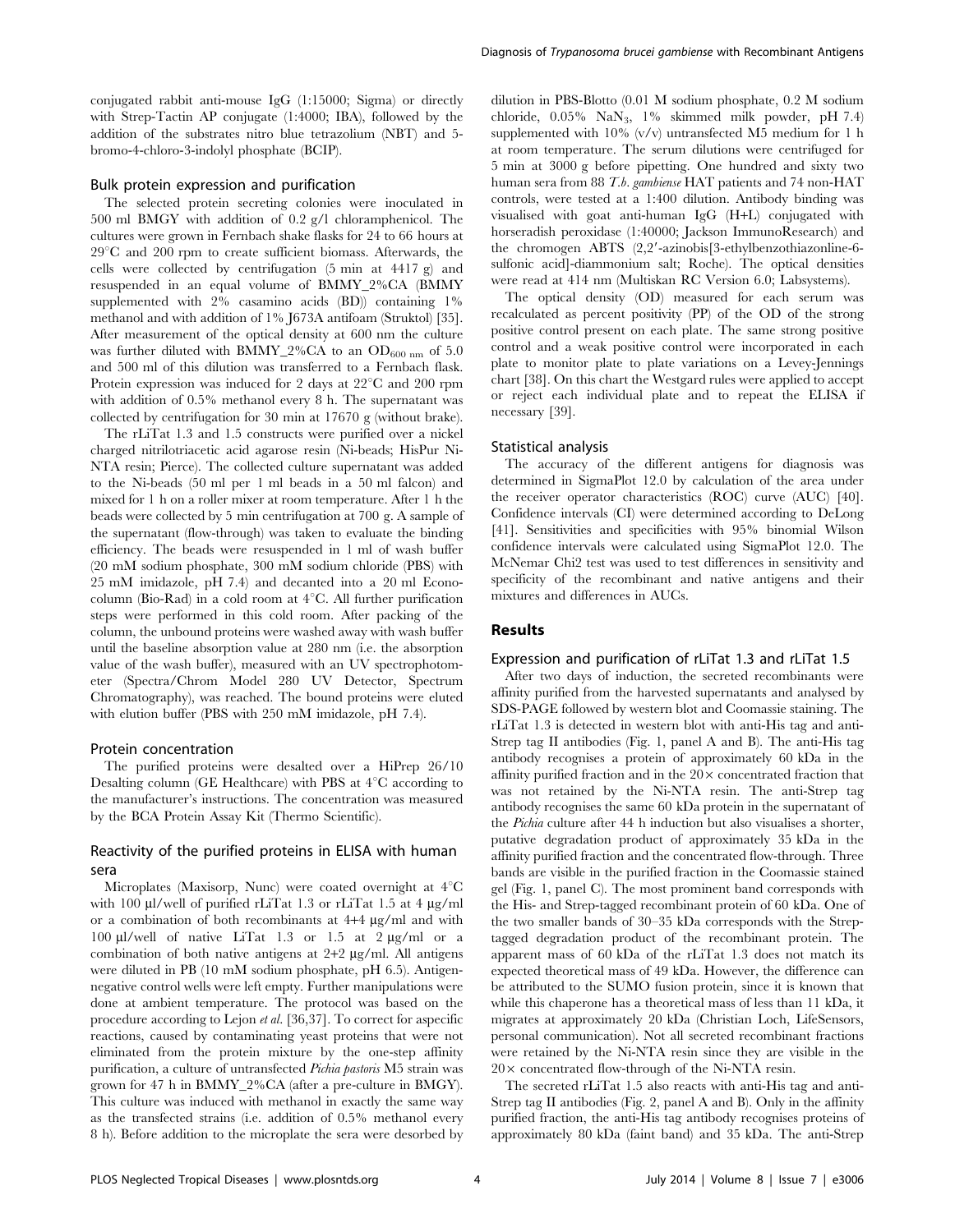conjugated rabbit anti-mouse IgG (1:15000; Sigma) or directly with Strep-Tactin AP conjugate (1:4000; IBA), followed by the addition of the substrates nitro blue tetrazolium (NBT) and 5-bromo-4-chloro-3-indolyl phosphate (BCIP).

### Bulk protein expression and purification

The selected protein secreting colonies were inoculated in 500 ml BMGY with addition of 0.2 g/l chloramphenicol. The cultures were grown in Fernbach shake flasks for 24 to 66 hours at 29°C and 200 rpm to create sufficient biomass. Afterwards, the cells were collected by centrifugation (5 min at 4417 g) and resuspended in an equal volume of BMMY_2%CA (BMMY supplemented with 2% casamino acids (BD)) containing 1% methanol and with addition of 1% J673A antifoam (Struktol) [35]. After measurement of the optical density at 600 nm the culture was further diluted with BMMY_2%CA to an $OD_{600\ nm}$ of 5.0 and 500 ml of this dilution was transferred to a Fernbach flask. Protein expression was induced for 2 days at 22°C and 200 rpm with addition of 0.5% methanol every 8 h. The supernatant was collected by centrifugation for 30 min at 17670 g (without brake).

The rLiTat 1.3 and 1.5 constructs were purified over a nickel charged nitrilotriacetic acid agarose resin (Ni-beads; HisPur Ni-NTA resin; Pierce). The collected culture supernatant was added to the Ni-beads (50 ml per 1 ml beads in a 50 ml falcon) and mixed for 1 h on a roller mixer at room temperature. After 1 h the beads were collected by 5 min centrifugation at 700 g. A sample of the supernatant (flow-through) was taken to evaluate the binding efficiency. The beads were resuspended in 1 ml of wash buffer (20 mM sodium phosphate, 300 mM sodium chloride (PBS) with 25 mM imidazole, pH 7.4) and decanted into a 20 ml Econo-column (Bio-Rad) in a cold room at 4°C. All further purification steps were performed in this cold room. After packing of the column, the unbound proteins were washed away with wash buffer until the baseline absorption value at 280 nm (i.e. the absorption value of the wash buffer), measured with an UV spectrophotometer (Spectra/Chrom Model 280 UV Detector, Spectrum Chromatography), was reached. The bound proteins were eluted with elution buffer (PBS with 250 mM imidazole, pH 7.4).

### Protein concentration

The purified proteins were desalted over a HiPrep 26/10 Desalting column (GE Healthcare) with PBS at 4°C according to the manufacturer's instructions. The concentration was measured by the BCA Protein Assay Kit (Thermo Scientific).

### Reactivity of the purified proteins in ELISA with human sera

Microplates (Maxisorp, Nunc) were coated overnight at 4°C with 100 µl/well of purified rLiTat 1.3 or rLiTat 1.5 at 4 µg/ml or a combination of both recombinants at 4+4 µg/ml and with 100 µl/well of native LiTat 1.3 or 1.5 at 2 µg/ml or a combination of both native antigens at 2+2 µg/ml. All antigens were diluted in PB (10 mM sodium phosphate, pH 6.5). Antigen-negative control wells were left empty. Further manipulations were done at ambient temperature. The protocol was based on the procedure according to Lejon *et al.* [36,37]. To correct for aspecific reactions, caused by contaminating yeast proteins that were not eliminated from the protein mixture by the one-step affinity purification, a culture of untransfected *Pichia pastoris* M5 strain was grown for 47 h in BMMY_2%CA (after a pre-culture in BMGY). This culture was induced with methanol in exactly the same way as the transfected strains (i.e. addition of 0.5% methanol every 8 h). Before addition to the microplate the sera were desorbed by dilution in PBS-Blotto (0.01 M sodium phosphate, 0.2 M sodium chloride, 0.05% $NaN_3$, 1% skimmed milk powder, pH 7.4) supplemented with 10% (v/v) untransfected M5 medium for 1 h at room temperature. The serum dilutions were centrifuged for 5 min at 3000 g before pipetting. One hundred and sixty two human sera from 88 *T.b. gambiense* HAT patients and 74 non-HAT controls, were tested at a 1:400 dilution. Antibody binding was visualised with goat anti-human IgG (H+L) conjugated with horseradish peroxidase (1:40000; Jackson ImmunoResearch) and the chromogen ABTS (2,2′-azinobis[3-ethylbenzothiazonline-6-sulfonic acid]-diammonium salt; Roche). The optical densities were read at 414 nm (Multiskan RC Version 6.0; Labsystems).

The optical density (OD) measured for each serum was recalculated as percent positivity (PP) of the OD of the strong positive control present on each plate. The same strong positive control and a weak positive control were incorporated in each plate to monitor plate to plate variations on a Levey-Jennings chart [38]. On this chart the Westgard rules were applied to accept or reject each individual plate and to repeat the ELISA if necessary [39].

### Statistical analysis

The accuracy of the different antigens for diagnosis was determined in SigmaPlot 12.0 by calculation of the area under the receiver operator characteristics (ROC) curve (AUC) [40]. Confidence intervals (CI) were determined according to DeLong [41]. Sensitivities and specificities with 95% binomial Wilson confidence intervals were calculated using SigmaPlot 12.0. The McNemar Chi2 test was used to test differences in sensitivity and specificity of the recombinant and native antigens and their mixtures and differences in AUCs.

## Results

### Expression and purification of rLiTat 1.3 and rLiTat 1.5

After two days of induction, the secreted recombinants were affinity purified from the harvested supernatants and analysed by SDS-PAGE followed by western blot and Coomassie staining. The rLiTat 1.3 is detected in western blot with anti-His tag and anti-Strep tag II antibodies (Fig. 1, panel A and B). The anti-His tag antibody recognises a protein of approximately 60 kDa in the affinity purified fraction and in the 20× concentrated fraction that was not retained by the Ni-NTA resin. The anti-Strep tag antibody recognises the same 60 kDa protein in the supernatant of the *Pichia* culture after 44 h induction but also visualises a shorter, putative degradation product of approximately 35 kDa in the affinity purified fraction and the concentrated flow-through. Three bands are visible in the purified fraction in the Coomassie stained gel (Fig. 1, panel C). The most prominent band corresponds with the His- and Strep-tagged recombinant protein of 60 kDa. One of the two smaller bands of 30–35 kDa corresponds with the Strep-tagged degradation product of the recombinant protein. The apparent mass of 60 kDa of the rLiTat 1.3 does not match its expected theoretical mass of 49 kDa. However, the difference can be attributed to the SUMO fusion protein, since it is known that while this chaperone has a theoretical mass of less than 11 kDa, it migrates at approximately 20 kDa (Christian Loch, LifeSensors, personal communication). Not all secreted recombinant fractions were retained by the Ni-NTA resin since they are visible in the 20× concentrated flow-through of the Ni-NTA resin.

The secreted rLiTat 1.5 also reacts with anti-His tag and anti-Strep tag II antibodies (Fig. 2, panel A and B). Only in the affinity purified fraction, the anti-His tag antibody recognises proteins of approximately 80 kDa (faint band) and 35 kDa. The anti-Strep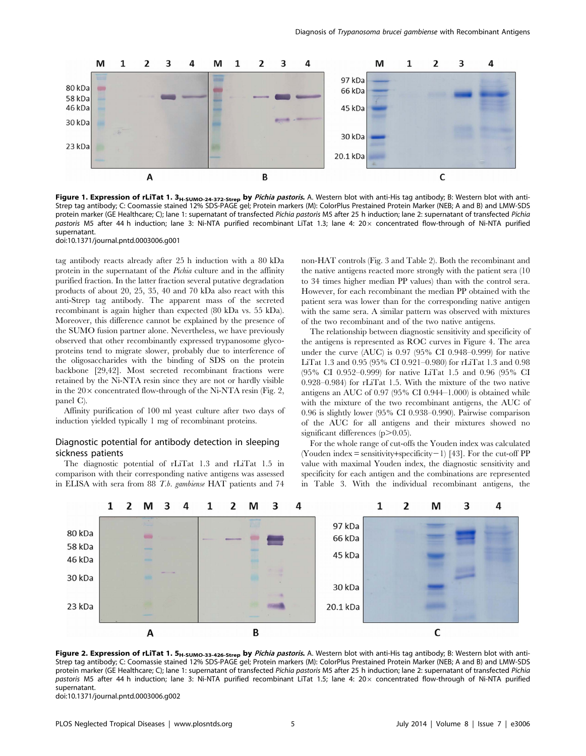**Figure 1. Expression of rLiTat 1. $3_{H\text{-}SUMO\text{-}24\text{-}372\text{-}Strep}$ by *Pichia pastoris.*** A. Western blot with anti-His tag antibody; B: Western blot with anti-Strep tag antibody; C: Coomassie stained 12% SDS-PAGE gel; Protein markers (M): ColorPlus Prestained Protein Marker (NEB; A and B) and LMW-SDS protein marker (GE Healthcare; C); lane 1: supernatant of transfected *Pichia pastoris* M5 after 25 h induction; lane 2: supernatant of transfected *Pichia pastoris* M5 after 44 h induction; lane 3: Ni-NTA purified recombinant LiTat 1.3; lane 4: 20× concentrated flow-through of Ni-NTA purified supernatant.
doi:10.1371/journal.pntd.0003006.g001

tag antibody reacts already after 25 h induction with a 80 kDa protein in the supernatant of the *Pichia* culture and in the affinity purified fraction. In the latter fraction several putative degradation products of about 20, 25, 35, 40 and 70 kDa also react with this anti-Strep tag antibody. The apparent mass of the secreted recombinant is again higher than expected (80 kDa vs. 55 kDa). Moreover, this difference cannot be explained by the presence of the SUMO fusion partner alone. Nevertheless, we have previously observed that other recombinantly expressed trypanosome glycoproteins tend to migrate slower, probably due to interference of the oligosaccharides with the binding of SDS on the protein backbone [29,42]. Most secreted recombinant fractions were retained by the Ni-NTA resin since they are not or hardly visible in the 20× concentrated flow-through of the Ni-NTA resin (Fig. 2, panel C).

Affinity purification of 100 ml yeast culture after two days of induction yielded typically 1 mg of recombinant proteins.

## Diagnostic potential for antibody detection in sleeping sickness patients

The diagnostic potential of rLiTat 1.3 and rLiTat 1.5 in comparison with their corresponding native antigens was assessed in ELISA with sera from 88 *T.b. gambiense* HAT patients and 74 non-HAT controls (Fig. 3 and Table 2). Both the recombinant and the native antigens reacted more strongly with the patient sera (10 to 34 times higher median PP values) than with the control sera. However, for each recombinant the median PP obtained with the patient sera was lower than for the corresponding native antigen with the same sera. A similar pattern was observed with mixtures of the two recombinant and of the two native antigens.

The relationship between diagnostic sensitivity and specificity of the antigens is represented as ROC curves in Figure 4. The area under the curve (AUC) is 0.97 (95% CI 0.948–0.999) for native LiTat 1.3 and 0.95 (95% CI 0.921–0.980) for rLiTat 1.3 and 0.98 (95% CI 0.952–0.999) for native LiTat 1.5 and 0.96 (95% CI 0.928–0.984) for rLiTat 1.5. With the mixture of the two native antigens an AUC of 0.97 (95% CI 0.944–1.000) is obtained while with the mixture of the two recombinant antigens, the AUC of 0.96 is slightly lower (95% CI 0.938–0.990). Pairwise comparison of the AUC for all antigens and their mixtures showed no significant differences ($p > 0.05$).

For the whole range of cut-offs the Youden index was calculated (Youden index = sensitivity+specificity−1) [43]. For the cut-off PP value with maximal Youden index, the diagnostic sensitivity and specificity for each antigen and the combinations are represented in Table 3. With the individual recombinant antigens, the

**Figure 2. Expression of rLiTat 1. $5_{H\text{-}SUMO\text{-}33\text{-}426\text{-}Strep}$ by *Pichia pastoris.*** A. Western blot with anti-His tag antibody; B: Western blot with anti-Strep tag antibody; C: Coomassie stained 12% SDS-PAGE gel; Protein markers (M): ColorPlus Prestained Protein Marker (NEB; A and B) and LMW-SDS protein marker (GE Healthcare; C); lane 1: supernatant of transfected *Pichia pastoris* M5 after 25 h induction; lane 2: supernatant of transfected *Pichia pastoris* M5 after 44 h induction; lane 3: Ni-NTA purified recombinant LiTat 1.5; lane 4: 20× concentrated flow-through of Ni-NTA purified supernatant.
doi:10.1371/journal.pntd.0003006.g002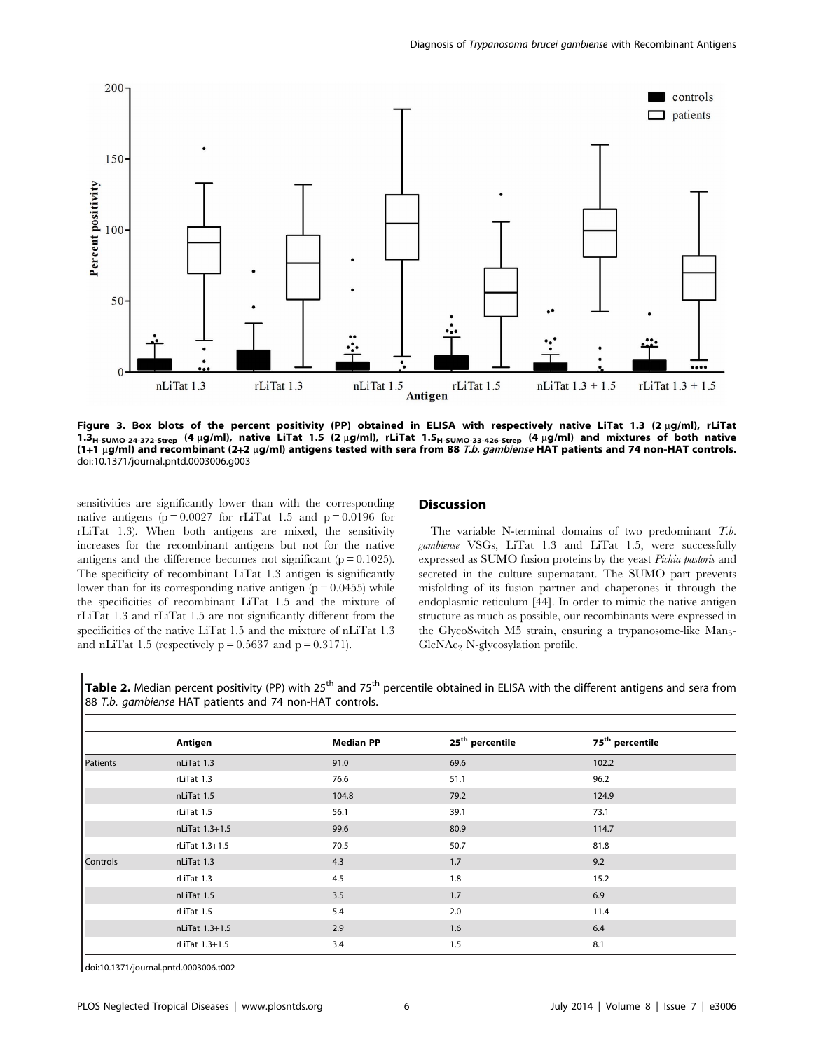Figure 3. Box blots of the percent positivity (PP) obtained in ELISA with respectively native LiTat 1.3 (2 μg/ml), rLiTat $1.3_{H\text{-}SUMO\text{-}24\text{-}372\text{-}Strep}$ (4 μg/ml), native LiTat 1.5 (2 μg/ml), rLiTat $1.5_{H\text{-}SUMO\text{-}33\text{-}426\text{-}Strep}$ (4 μg/ml) and mixtures of both native (1+1 μg/ml) and recombinant (2+2 μg/ml) antigens tested with sera from 88 *T.b. gambiense* HAT patients and 74 non-HAT controls.
doi:10.1371/journal.pntd.0003006.g003

sensitivities are significantly lower than with the corresponding native antigens ($p = 0.0027$ for rLiTat 1.5 and $p = 0.0196$ for rLiTat 1.3). When both antigens are mixed, the sensitivity increases for the recombinant antigens but not for the native antigens and the difference becomes not significant ($p = 0.1025$). The specificity of recombinant LiTat 1.3 antigen is significantly lower than for its corresponding native antigen ($p = 0.0455$) while the specificities of recombinant LiTat 1.5 and the mixture of rLiTat 1.3 and rLiTat 1.5 are not significantly different from the specificities of the native LiTat 1.5 and the mixture of nLiTat 1.3 and nLiTat 1.5 (respectively $p = 0.5637$ and $p = 0.3171$).

## Discussion

The variable N-terminal domains of two predominant *T.b. gambiense* VSGs, LiTat 1.3 and LiTat 1.5, were successfully expressed as SUMO fusion proteins by the yeast *Pichia pastoris* and secreted in the culture supernatant. The SUMO part prevents misfolding of its fusion partner and chaperones it through the endoplasmic reticulum [44]. In order to mimic the native antigen structure as much as possible, our recombinants were expressed in the GlycoSwitch M5 strain, ensuring a trypanosome-like $Man_5$-$GlcNAc_2$ N-glycosylation profile.

**Table 2.** Median percent positivity (PP) with 25th and 75th percentile obtained in ELISA with the different antigens and sera from 88 *T.b. gambiense* HAT patients and 74 non-HAT controls.

| | Antigen | Median PP | 25th percentile | 75th percentile |
|---|---|---|---|---|
| Patients | nLiTat 1.3 | 91.0 | 69.6 | 102.2 |
| | rLiTat 1.3 | 76.6 | 51.1 | 96.2 |
| | nLiTat 1.5 | 104.8 | 79.2 | 124.9 |
| | rLiTat 1.5 | 56.1 | 39.1 | 73.1 |
| | nLiTat 1.3+1.5 | 99.6 | 80.9 | 114.7 |
| | rLiTat 1.3+1.5 | 70.5 | 50.7 | 81.8 |
| Controls | nLiTat 1.3 | 4.3 | 1.7 | 9.2 |
| | rLiTat 1.3 | 4.5 | 1.8 | 15.2 |
| | nLiTat 1.5 | 3.5 | 1.7 | 6.9 |
| | rLiTat 1.5 | 5.4 | 2.0 | 11.4 |
| | nLiTat 1.3+1.5 | 2.9 | 1.6 | 6.4 |
| | rLiTat 1.3+1.5 | 3.4 | 1.5 | 8.1 |

doi:10.1371/journal.pntd.0003006.t002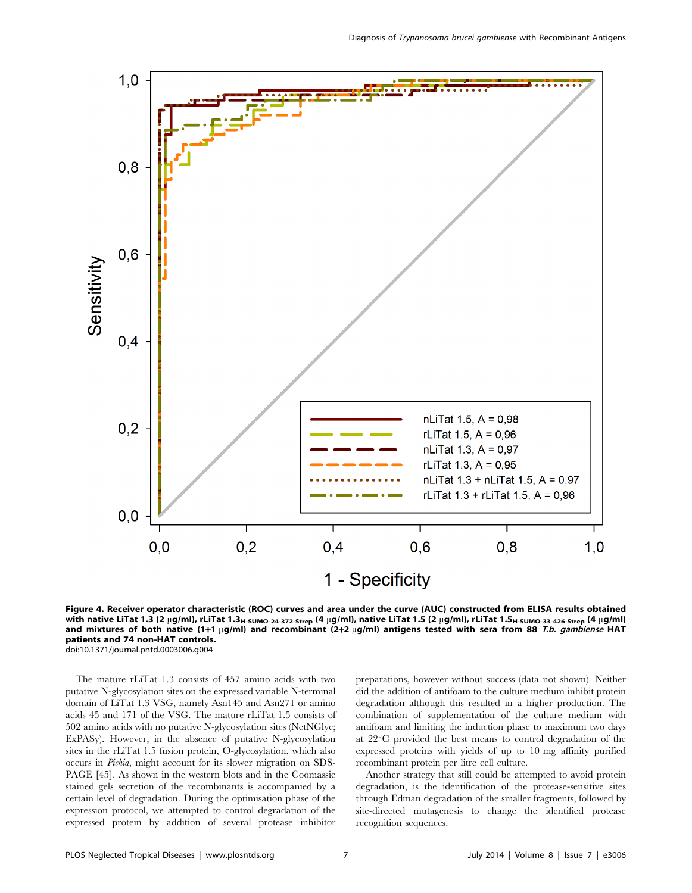**Figure 4. Receiver operator characteristic (ROC) curves and area under the curve (AUC) constructed from ELISA results obtained with native LiTat 1.3 (2 µg/ml), rLiTat $1.3_{\text{H-SUMO-24-372-Strep}}$ (4 µg/ml), native LiTat 1.5 (2 µg/ml), rLiTat $1.5_{\text{H-SUMO-33-426-Strep}}$ (4 µg/ml) and mixtures of both native (1+1 µg/ml) and recombinant (2+2 µg/ml) antigens tested with sera from 88 *T.b. gambiense* HAT patients and 74 non-HAT controls.**
doi:10.1371/journal.pntd.0003006.g004

The mature rLiTat 1.3 consists of 457 amino acids with two putative N-glycosylation sites on the expressed variable N-terminal domain of LiTat 1.3 VSG, namely Asn145 and Asn271 or amino acids 45 and 171 of the VSG. The mature rLiTat 1.5 consists of 502 amino acids with no putative N-glycosylation sites (NetNGlyc; ExPASy). However, in the absence of putative N-glycosylation sites in the rLiTat 1.5 fusion protein, O-glycosylation, which also occurs in *Pichia*, might account for its slower migration on SDS-PAGE [45]. As shown in the western blots and in the Coomassie stained gels secretion of the recombinants is accompanied by a certain level of degradation. During the optimisation phase of the expression protocol, we attempted to control degradation of the expressed protein by addition of several protease inhibitor preparations, however without success (data not shown). Neither did the addition of antifoam to the culture medium inhibit protein degradation although this resulted in a higher production. The combination of supplementation of the culture medium with antifoam and limiting the induction phase to maximum two days at 22°C provided the best means to control degradation of the expressed proteins with yields of up to 10 mg affinity purified recombinant protein per litre cell culture.

Another strategy that still could be attempted to avoid protein degradation, is the identification of the protease-sensitive sites through Edman degradation of the smaller fragments, followed by site-directed mutagenesis to change the identified protease recognition sequences.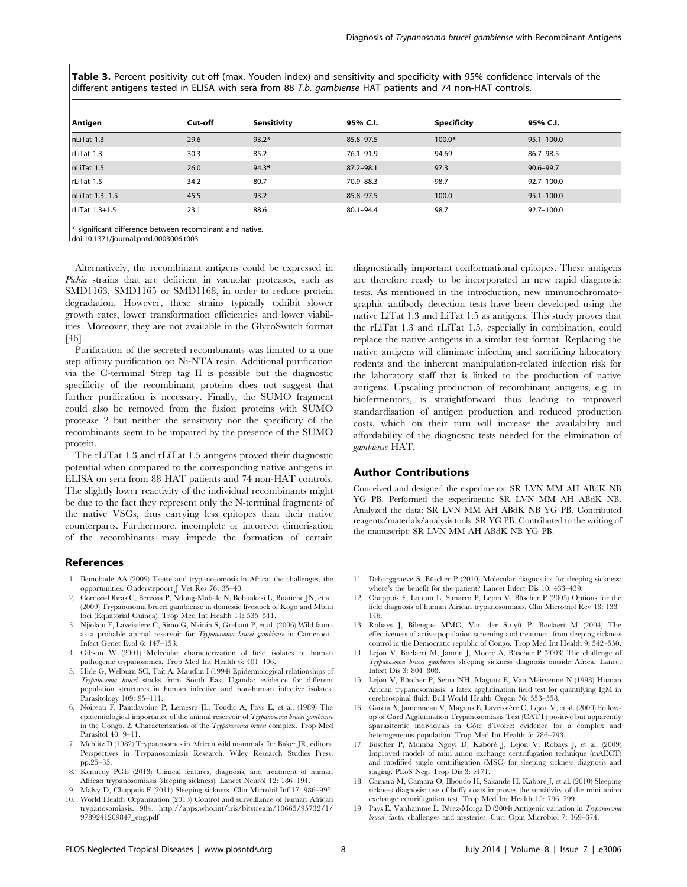**Table 3.** Percent positivity cut-off (max. Youden index) and sensitivity and specificity with 95% confidence intervals of the different antigens tested in ELISA with sera from 88 *T.b. gambiense* HAT patients and 74 non-HAT controls.

| Antigen | Cut-off | Sensitivity | 95% C.I. | Specificity | 95% C.I. |
|---|---|---|---|---|---|
| nLiTat 1.3 | 29.6 | 93.2* | 85.8–97.5 | 100.0* | 95.1–100.0 |
| rLiTat 1.3 | 30.3 | 85.2 | 76.1–91.9 | 94.69 | 86.7–98.5 |
| nLiTat 1.5 | 26.0 | 94.3* | 87.2–98.1 | 97.3 | 90.6–99.7 |
| rLiTat 1.5 | 34.2 | 80.7 | 70.9–88.3 | 98.7 | 92.7–100.0 |
| nLiTat 1.3+1.5 | 45.5 | 93.2 | 85.8–97.5 | 100.0 | 95.1–100.0 |
| rLiTat 1.3+1.5 | 23.1 | 88.6 | 80.1–94.4 | 98.7 | 92.7–100.0 |

* significant difference between recombinant and native.
doi:10.1371/journal.pntd.0003006.t003

Alternatively, the recombinant antigens could be expressed in *Pichia* strains that are deficient in vacuolar proteases, such as SMD1163, SMD1165 or SMD1168, in order to reduce protein degradation. However, these strains typically exhibit slower growth rates, lower transformation efficiencies and lower viabilities. Moreover, they are not available in the GlycoSwitch format [46].

Purification of the secreted recombinants was limited to a one step affinity purification on Ni-NTA resin. Additional purification via the C-terminal Strep tag II is possible but the diagnostic specificity of the recombinant proteins does not suggest that further purification is necessary. Finally, the SUMO fragment could also be removed from the fusion proteins with SUMO protease 2 but neither the sensitivity nor the specificity of the recombinants seem to be impaired by the presence of the SUMO protein.

The rLiTat 1.3 and rLiTat 1.5 antigens proved their diagnostic potential when compared to the corresponding native antigens in ELISA on sera from 88 HAT patients and 74 non-HAT controls. The slightly lower reactivity of the individual recombinants might be due to the fact they represent only the N-terminal fragments of the native VSGs, thus carrying less epitopes than their native counterparts. Furthermore, incomplete or incorrect dimerisation of the recombinants may impede the formation of certain diagnostically important conformational epitopes. These antigens are therefore ready to be incorporated in new rapid diagnostic tests. As mentioned in the introduction, new immunochromatographic antibody detection tests have been developed using the native LiTat 1.3 and LiTat 1.5 as antigens. This study proves that the rLiTat 1.3 and rLiTat 1.5, especially in combination, could replace the native antigens in a similar test format. Replacing the native antigens will eliminate infecting and sacrificing laboratory rodents and the inherent manipulation-related infection risk for the laboratory staff that is linked to the production of native antigens. Upscaling production of recombinant antigens, e.g. in biofermentors, is straightforward thus leading to improved standardisation of antigen production and reduced production costs, which on their turn will increase the availability and affordability of the diagnostic tests needed for the elimination of *gambiense* HAT.

## Author Contributions

Conceived and designed the experiments: SR LVN MM AH ABdK NB YG PB. Performed the experiments: SR LVN MM AH ABdK NB. Analyzed the data: SR LVN MM AH ABdK NB YG PB. Contributed reagents/materials/analysis tools: SR YG PB. Contributed to the writing of the manuscript: SR LVN MM AH ABdK NB YG PB.

## References

1. Ilemobade AA (2009) Tsetse and trypanosomosis in Africa: the challenges, the opportunities. Onderstepoort J Vet Res 76: 35–40.
2. Cordon-Obras C, Berzosa P, Ndong-Mabale N, Bobuakasi L, Buatiche JN, et al. (2009) Trypanosoma brucei gambiense in domestic livestock of Kogo and Mbini foci (Equatorial Guinea). Trop Med Int Health 14: 535–541.
3. Njiokou F, Laveissiere C, Simo G, Nkinin S, Grebaut P, et al. (2006) Wild fauna as a probable animal reservoir for *Trypanosoma brucei gambiense* in Cameroon. Infect Genet Evol 6: 147–153.
4. Gibson W (2001) Molecular characterization of field isolates of human pathogenic trypanosomes. Trop Med Int Health 6: 401–406.
5. Hide G, Welburn SC, Tait A, Maudlin I (1994) Epidemiological relationships of *Trypanosoma brucei* stocks from South East Uganda: evidence for different population structures in human infective and non-human infective isolates. Parasitology 109: 95–111.
6. Noireau F, Paindavoine P, Lemesre JL, Toudic A, Pays E, et al. (1989) The epidemiological importance of the animal reservoir of *Trypanosoma brucei gambiense* in the Congo. 2. Characterization of the *Trypanosoma brucei* complex. Trop Med Parasitol 40: 9–11.
7. Mehlitz D (1982) Trypanosomes in African wild mammals. In: Baker JR, editors. Perspectives in Trypanosomiasis Research. Wiley Research Studies Press. pp.25–35.
8. Kennedy PGE (2013) Clinical features, diagnosis, and treatment of human African trypanosomiasis (sleeping sickness). Lancet Neurol 12: 186–194.
9. Malvy D, Chappuis F (2011) Sleeping sickness. Clin Microbil Inf 17: 986–995.
10. World Health Organization (2013) Control and surveillance of human African trypanosomiasis. 984. http://apps.who.int/iris/bitstream/10665/95732/1/9789241209847_eng.pdf
11. Deborggraeve S, Büscher P (2010) Molecular diagnostics for sleeping sickness: where's the benefit for the patient? Lancet Infect Dis 10: 433–439.
12. Chappuis F, Loutan L, Simarro P, Lejon V, Büscher P (2005) Options for the field diagnosis of human African trypanosomiasis. Clin Microbiol Rev 18: 133–146.
13. Robays J, Bilengue MMC, Van der Stuyft P, Boelaert M (2004) The effectiveness of active population screening and treatment from sleeping sickness control in the Democratic republic of Congo. Trop Med Int Health 9: 542–550.
14. Lejon V, Boelaert M, Jannin J, Moore A, Büscher P (2003) The challenge of *Trypanosoma brucei gambiense* sleeping sickness diagnosis outside Africa. Lancet Infect Dis 3: 804–808.
15. Lejon V, Büscher P, Sema NH, Magnus E, Van Meirvenne N (1998) Human African trypanosomiasis: a latex agglutination field test for quantifying IgM in cerebrospinal fluid. Bull World Health Organ 76: 553–558.
16. Garcia A, Jamonneau V, Magnus E, Laveissière C, Lejon V, et al. (2000) Follow-up of Card Agglutination Trypanosomiasis Test (CATT) positive but apparently aparasitemic individuals in Côte d'Ivoire: evidence for a complex and heterogeneous population. Trop Med Int Health 5: 786–793.
17. Büscher P, Mumba Ngoyi D, Kaboré J, Lejon V, Robays J, et al. (2009) Improved models of mini anion exchange centrifugation technique (mAECT) and modified single centrifugation (MSC) for sleeping sickness diagnosis and staging. PLoS Negl Trop Dis 3: e471.
18. Camara M, Camara O, Ilboudo H, Sakande H, Kaboré J, et al. (2010) Sleeping sickness diagnosis: use of buffy coats improves the sensitivity of the mini anion exchange centrifugation test. Trop Med Int Health 15: 796–799.
19. Pays E, Vanhamme L, Pérez-Morga D (2004) Antigenic variation in *Trypanosoma brucei*: facts, challenges and mysteries. Curr Opin Microbiol 7: 369–374.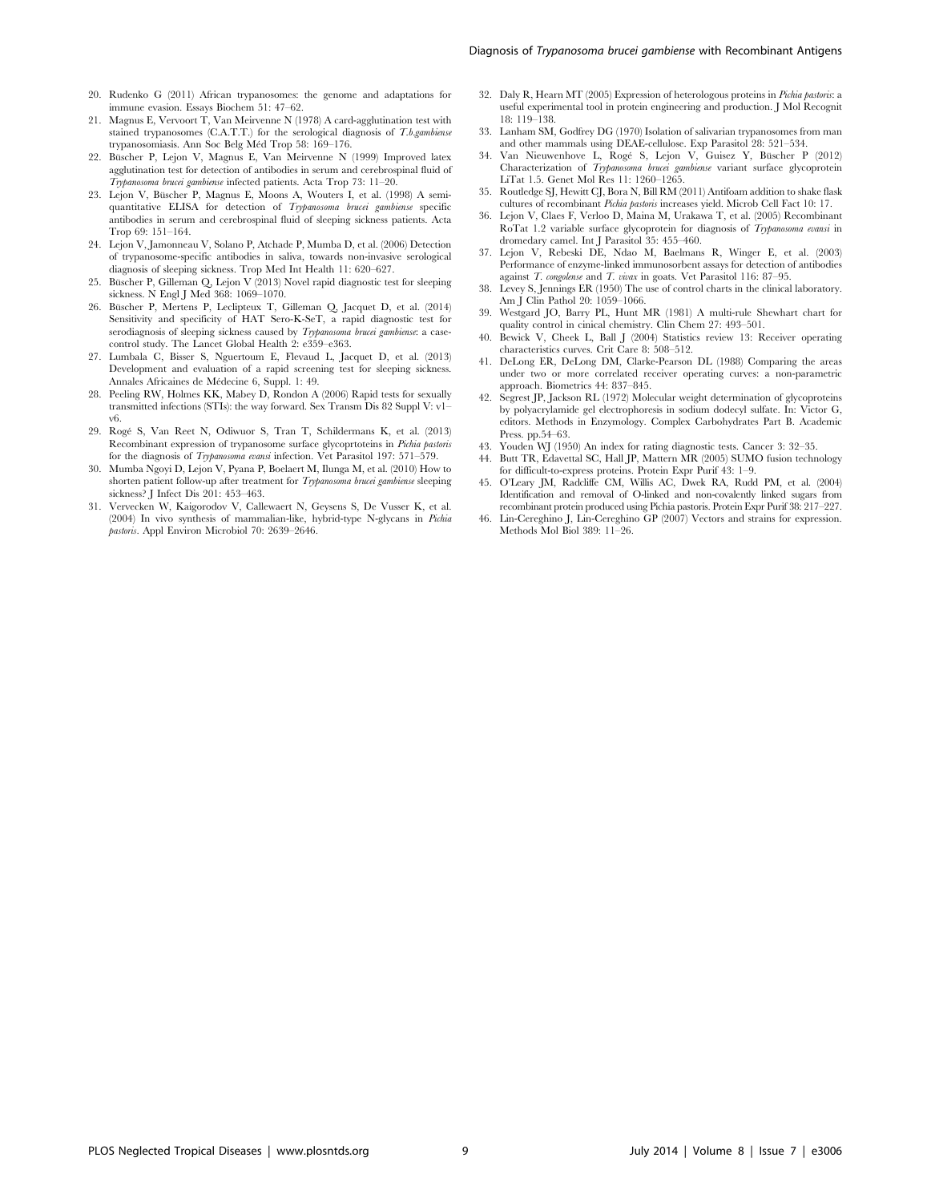20. Rudenko G (2011) African trypanosomes: the genome and adaptations for immune evasion. Essays Biochem 51: 47–62.
21. Magnus E, Vervoort T, Van Meirvenne N (1978) A card-agglutination test with stained trypanosomes (C.A.T.T.) for the serological diagnosis of *T.b.gambiense* trypanosomiasis. Ann Soc Belg Méd Trop 58: 169–176.
22. Büscher P, Lejon V, Magnus E, Van Meirvenne N (1999) Improved latex agglutination test for detection of antibodies in serum and cerebrospinal fluid of *Trypanosoma brucei gambiense* infected patients. Acta Trop 73: 11–20.
23. Lejon V, Büscher P, Magnus E, Moons A, Wouters I, et al. (1998) A semi-quantitative ELISA for detection of *Trypanosoma brucei gambiense* specific antibodies in serum and cerebrospinal fluid of sleeping sickness patients. Acta Trop 69: 151–164.
24. Lejon V, Jamonneau V, Solano P, Atchade P, Mumba D, et al. (2006) Detection of trypanosome-specific antibodies in saliva, towards non-invasive serological diagnosis of sleeping sickness. Trop Med Int Health 11: 620–627.
25. Büscher P, Gilleman Q, Lejon V (2013) Novel rapid diagnostic test for sleeping sickness. N Engl J Med 368: 1069–1070.
26. Büscher P, Mertens P, Leclipteux T, Gilleman Q, Jacquet D, et al. (2014) Sensitivity and specificity of HAT Sero-K-SeT, a rapid diagnostic test for serodiagnosis of sleeping sickness caused by *Trypanosoma brucei gambiense*: a case-control study. The Lancet Global Health 2: e359–e363.
27. Lumbala C, Bisser S, Nguertoum E, Flevaud L, Jacquet D, et al. (2013) Development and evaluation of a rapid screening test for sleeping sickness. Annales Africaines de Médecine 6, Suppl. 1: 49.
28. Peeling RW, Holmes KK, Mabey D, Rondon A (2006) Rapid tests for sexually transmitted infections (STIs): the way forward. Sex Transm Dis 82 Suppl V: v1–v6.
29. Rogé S, Van Reet N, Odiwuor S, Tran T, Schildermans K, et al. (2013) Recombinant expression of trypanosome surface glycoprtoteins in *Pichia pastoris* for the diagnosis of *Trypanosoma evansi* infection. Vet Parasitol 197: 571–579.
30. Mumba Ngoyi D, Lejon V, Pyana P, Boelaert M, Ilunga M, et al. (2010) How to shorten patient follow-up after treatment for *Trypanosoma brucei gambiense* sleeping sickness? J Infect Dis 201: 453–463.
31. Vervecken W, Kaigorodov V, Callewaert N, Geysens S, De Vusser K, et al. (2004) In vivo synthesis of mammalian-like, hybrid-type N-glycans in *Pichia pastoris*. Appl Environ Microbiol 70: 2639–2646.
32. Daly R, Hearn MT (2005) Expression of heterologous proteins in *Pichia pastoris*: a useful experimental tool in protein engineering and production. J Mol Recognit 18: 119–138.
33. Lanham SM, Godfrey DG (1970) Isolation of salivarian trypanosomes from man and other mammals using DEAE-cellulose. Exp Parasitol 28: 521–534.
34. Van Nieuwenhove L, Rogé S, Lejon V, Guisez Y, Büscher P (2012) Characterization of *Trypanosoma brucei gambiense* variant surface glycoprotein LiTat 1.5. Genet Mol Res 11: 1260–1265.
35. Routledge SJ, Hewitt CJ, Bora N, Bill RM (2011) Antifoam addition to shake flask cultures of recombinant *Pichia pastoris* increases yield. Microb Cell Fact 10: 17.
36. Lejon V, Claes F, Verloo D, Maina M, Urakawa T, et al. (2005) Recombinant RoTat 1.2 variable surface glycoprotein for diagnosis of *Trypanosoma evansi* in dromedary camel. Int J Parasitol 35: 455–460.
37. Lejon V, Rebeski DE, Ndao M, Baelmans R, Winger E, et al. (2003) Performance of enzyme-linked immunosorbent assays for detection of antibodies against *T. congolense* and *T. vivax* in goats. Vet Parasitol 116: 87–95.
38. Levey S, Jennings ER (1950) The use of control charts in the clinical laboratory. Am J Clin Pathol 20: 1059–1066.
39. Westgard JO, Barry PL, Hunt MR (1981) A multi-rule Shewhart chart for quality control in cinical chemistry. Clin Chem 27: 493–501.
40. Bewick V, Cheek L, Ball J (2004) Statistics review 13: Receiver operating characteristics curves. Crit Care 8: 508–512.
41. DeLong ER, DeLong DM, Clarke-Pearson DL (1988) Comparing the areas under two or more correlated receiver operating curves: a non-parametric approach. Biometrics 44: 837–845.
42. Segrest JP, Jackson RL (1972) Molecular weight determination of glycoproteins by polyacrylamide gel electrophoresis in sodium dodecyl sulfate. In: Victor G, editors. Methods in Enzymology. Complex Carbohydrates Part B. Academic Press. pp.54–63.
43. Youden WJ (1950) An index for rating diagnostic tests. Cancer 3: 32–35.
44. Butt TR, Edavettal SC, Hall JP, Mattern MR (2005) SUMO fusion technology for difficult-to-express proteins. Protein Expr Purif 43: 1–9.
45. O'Leary JM, Radcliffe CM, Willis AC, Dwek RA, Rudd PM, et al. (2004) Identification and removal of O-linked and non-covalently linked sugars from recombinant protein produced using Pichia pastoris. Protein Expr Purif 38: 217–227.
46. Lin-Cereghino J, Lin-Cereghino GP (2007) Vectors and strains for expression. Methods Mol Biol 389: 11–26.